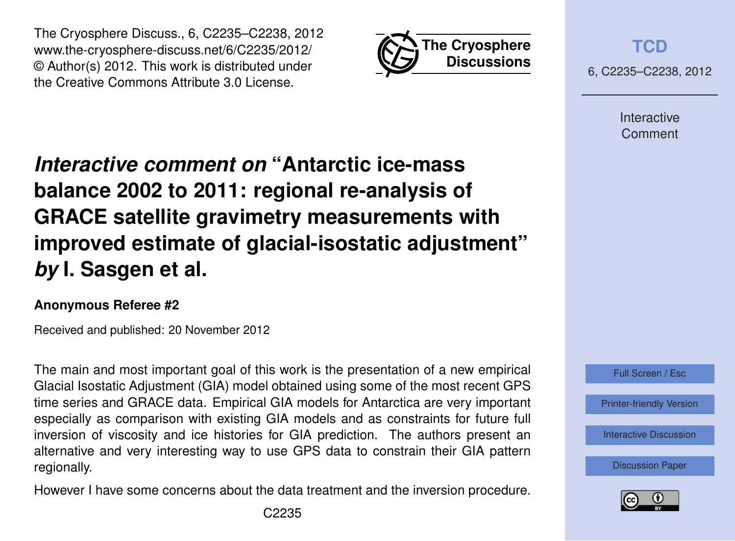# *Interactive comment on* "Antarctic ice-mass balance 2002 to 2011: regional re-analysis of GRACE satellite gravimetry measurements with improved estimate of glacial-isostatic adjustment" *by* I. Sasgen et al.

**Anonymous Referee #2**

Received and published: 20 November 2012

The main and most important goal of this work is the presentation of a new empirical Glacial Isostatic Adjustment (GIA) model obtained using some of the most recent GPS time series and GRACE data. Empirical GIA models for Antarctica are very important especially as comparison with existing GIA models and as constraints for future full inversion of viscosity and ice histories for GIA prediction. The authors present an alternative and very interesting way to use GPS data to constrain their GIA pattern regionally.

However I have some concerns about the data treatment and the inversion procedure.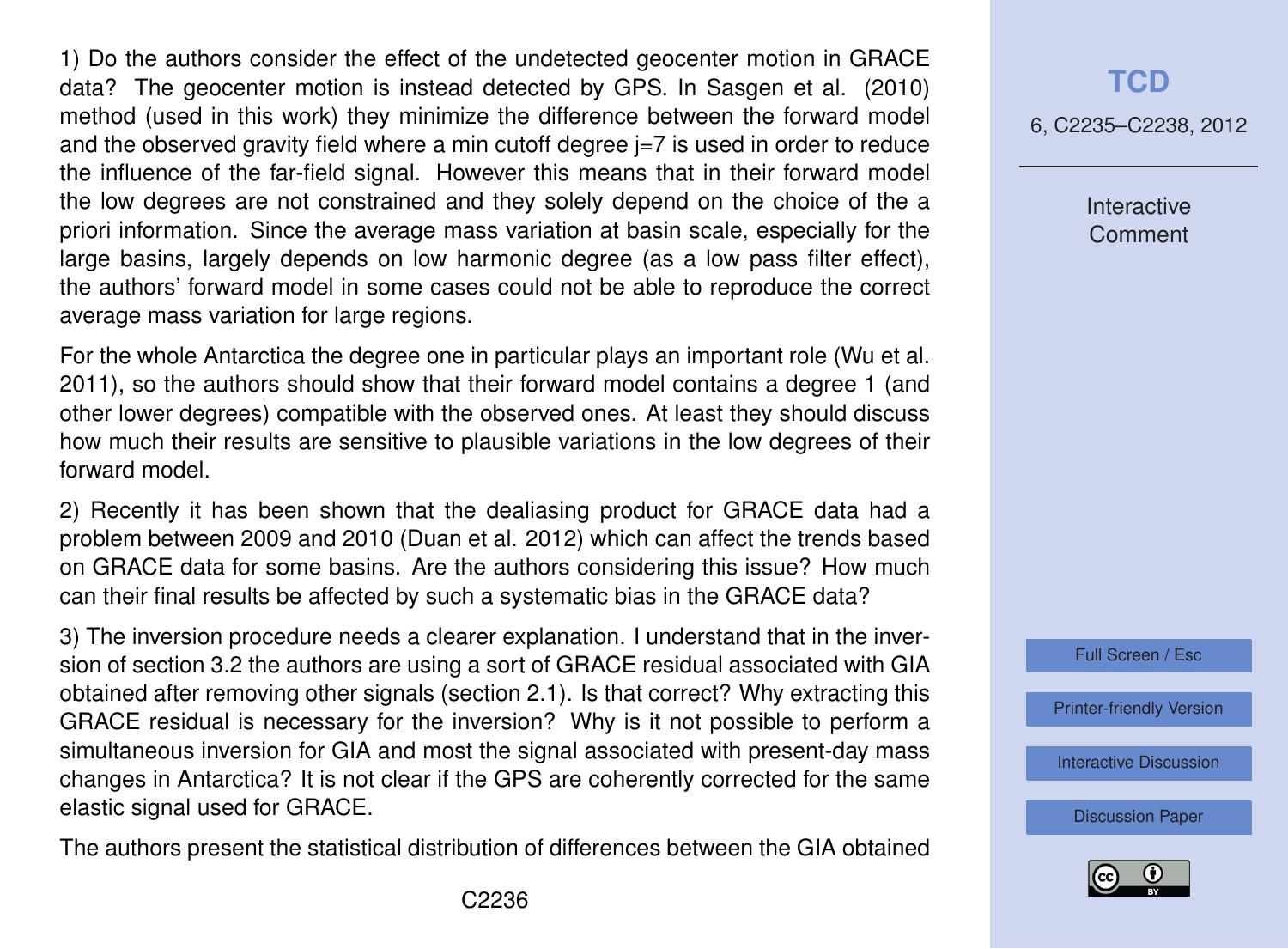1) Do the authors consider the effect of the undetected geocenter motion in GRACE data? The geocenter motion is instead detected by GPS. In Sasgen et al. (2010) method (used in this work) they minimize the difference between the forward model and the observed gravity field where a min cutoff degree j=7 is used in order to reduce the influence of the far-field signal. However this means that in their forward model the low degrees are not constrained and they solely depend on the choice of the a priori information. Since the average mass variation at basin scale, especially for the large basins, largely depends on low harmonic degree (as a low pass filter effect), the authors' forward model in some cases could not be able to reproduce the correct average mass variation for large regions.

For the whole Antarctica the degree one in particular plays an important role (Wu et al. 2011), so the authors should show that their forward model contains a degree 1 (and other lower degrees) compatible with the observed ones. At least they should discuss how much their results are sensitive to plausible variations in the low degrees of their forward model.

2) Recently it has been shown that the dealiasing product for GRACE data had a problem between 2009 and 2010 (Duan et al. 2012) which can affect the trends based on GRACE data for some basins. Are the authors considering this issue? How much can their final results be affected by such a systematic bias in the GRACE data?

3) The inversion procedure needs a clearer explanation. I understand that in the inversion of section 3.2 the authors are using a sort of GRACE residual associated with GIA obtained after removing other signals (section 2.1). Is that correct? Why extracting this GRACE residual is necessary for the inversion? Why is it not possible to perform a simultaneous inversion for GIA and most the signal associated with present-day mass changes in Antarctica? It is not clear if the GPS are coherently corrected for the same elastic signal used for GRACE.

The authors present the statistical distribution of differences between the GIA obtained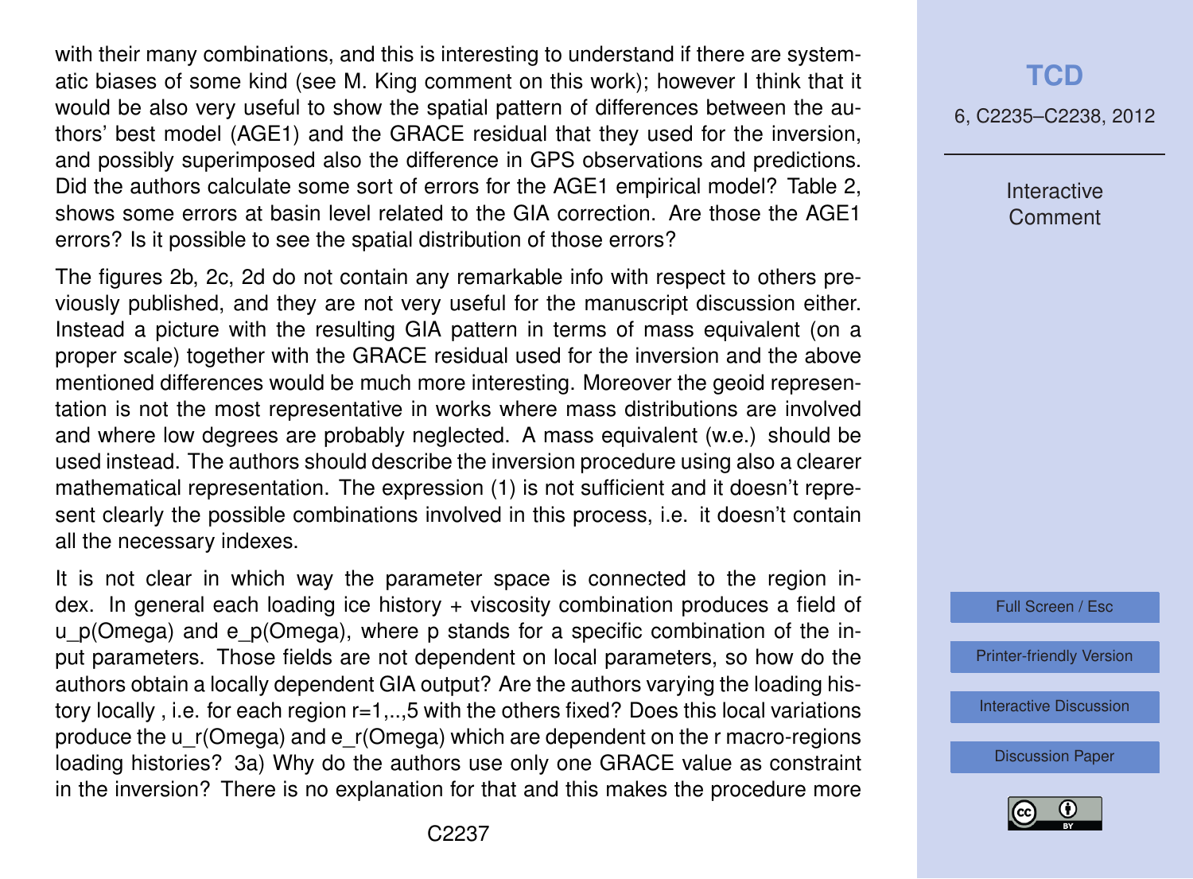with their many combinations, and this is interesting to understand if there are systematic biases of some kind (see M. King comment on this work); however I think that it would be also very useful to show the spatial pattern of differences between the authors' best model (AGE1) and the GRACE residual that they used for the inversion, and possibly superimposed also the difference in GPS observations and predictions. Did the authors calculate some sort of errors for the AGE1 empirical model? Table 2, shows some errors at basin level related to the GIA correction. Are those the AGE1 errors? Is it possible to see the spatial distribution of those errors?

The figures 2b, 2c, 2d do not contain any remarkable info with respect to others previously published, and they are not very useful for the manuscript discussion either. Instead a picture with the resulting GIA pattern in terms of mass equivalent (on a proper scale) together with the GRACE residual used for the inversion and the above mentioned differences would be much more interesting. Moreover the geoid representation is not the most representative in works where mass distributions are involved and where low degrees are probably neglected. A mass equivalent (w.e.) should be used instead. The authors should describe the inversion procedure using also a clearer mathematical representation. The expression (1) is not sufficient and it doesn't represent clearly the possible combinations involved in this process, i.e. it doesn't contain all the necessary indexes.

It is not clear in which way the parameter space is connected to the region index. In general each loading ice history + viscosity combination produces a field of $u_p(\Omega)$ and $e_p(\Omega)$, where p stands for a specific combination of the input parameters. Those fields are not dependent on local parameters, so how do the authors obtain a locally dependent GIA output? Are the authors varying the loading history locally , i.e. for each region r=1,..,5 with the others fixed? Does this local variations produce the $u_r(\Omega)$ and $e_r(\Omega)$ which are dependent on the r macro-regions loading histories? 3a) Why do the authors use only one GRACE value as constraint in the inversion? There is no explanation for that and this makes the procedure more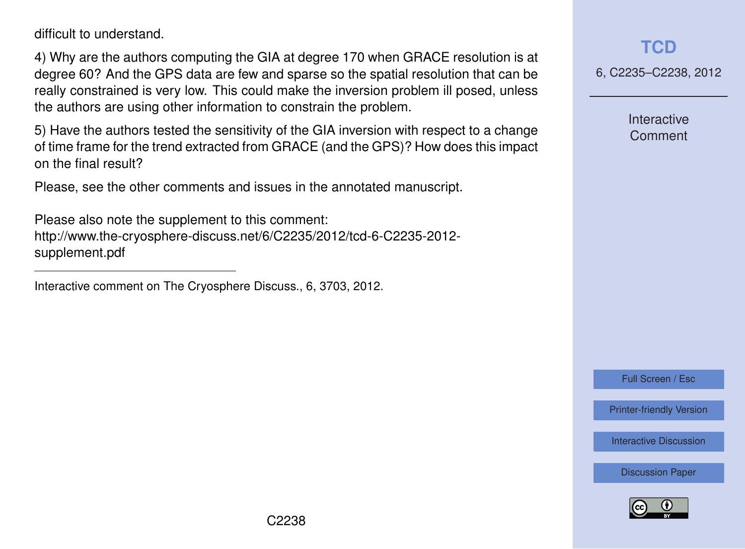difficult to understand.

4) Why are the authors computing the GIA at degree 170 when GRACE resolution is at degree 60? And the GPS data are few and sparse so the spatial resolution that can be really constrained is very low. This could make the inversion problem ill posed, unless the authors are using other information to constrain the problem.

5) Have the authors tested the sensitivity of the GIA inversion with respect to a change of time frame for the trend extracted from GRACE (and the GPS)? How does this impact on the final result?

Please, see the other comments and issues in the annotated manuscript.

Please also note the supplement to this comment:
http://www.the-cryosphere-discuss.net/6/C2235/2012/tcd-6-C2235-2012-supplement.pdf

---

Interactive comment on The Cryosphere Discuss., 6, 3703, 2012.